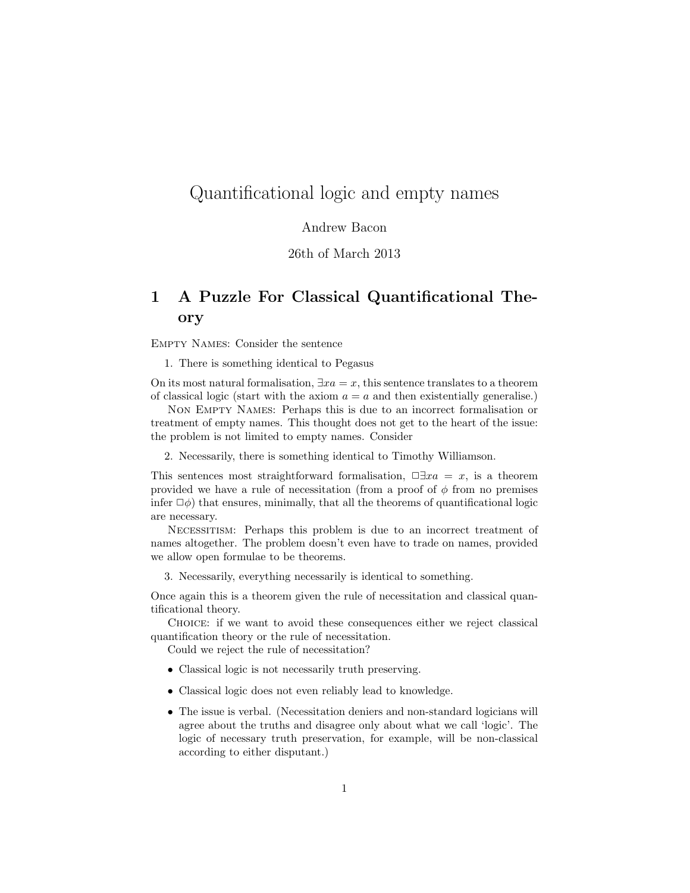# Quantificational logic and empty names

Andrew Bacon

26th of March 2013

## 1 A Puzzle For Classical Quantificational Theory

Empty Names: Consider the sentence

1. There is something identical to Pegasus

On its most natural formalisation, $\exists x a = x$, this sentence translates to a theorem of classical logic (start with the axiom $a = a$ and then existentially generalise.)

Non Empty Names: Perhaps this is due to an incorrect formalisation or treatment of empty names. This thought does not get to the heart of the issue: the problem is not limited to empty names. Consider

2. Necessarily, there is something identical to Timothy Williamson.

This sentences most straightforward formalisation, $\Box\exists x a = x$, is a theorem provided we have a rule of necessitation (from a proof of $\phi$ from no premises infer $\Box\phi$) that ensures, minimally, that all the theorems of quantificational logic are necessary.

Necessitism: Perhaps this problem is due to an incorrect treatment of names altogether. The problem doesn't even have to trade on names, provided we allow open formulae to be theorems.

3. Necessarily, everything necessarily is identical to something.

Once again this is a theorem given the rule of necessitation and classical quantificational theory.

Choice: if we want to avoid these consequences either we reject classical quantification theory or the rule of necessitation.

Could we reject the rule of necessitation?

- Classical logic is not necessarily truth preserving.
- Classical logic does not even reliably lead to knowledge.
- The issue is verbal. (Necessitation deniers and non-standard logicians will agree about the truths and disagree only about what we call 'logic'. The logic of necessary truth preservation, for example, will be non-classical according to either disputant.)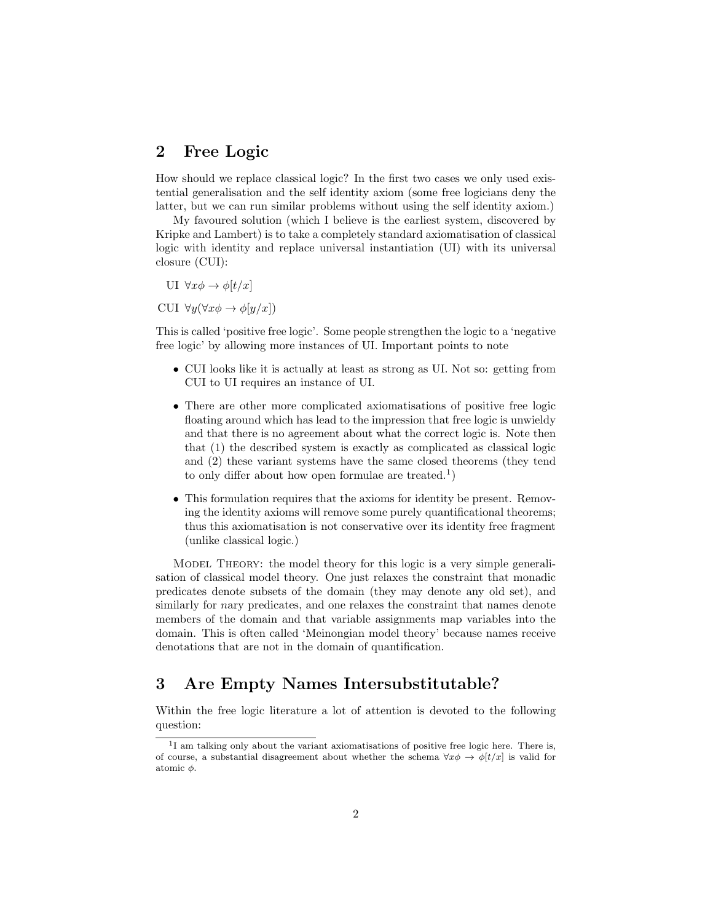## 2 Free Logic

How should we replace classical logic? In the first two cases we only used existential generalisation and the self identity axiom (some free logicians deny the latter, but we can run similar problems without using the self identity axiom.)

My favoured solution (which I believe is the earliest system, discovered by Kripke and Lambert) is to take a completely standard axiomatisation of classical logic with identity and replace universal instantiation (UI) with its universal closure (CUI):

UI $\forall x\phi \rightarrow \phi[t/x]$

CUI $\forall y(\forall x\phi \rightarrow \phi[y/x])$

This is called 'positive free logic'. Some people strengthen the logic to a 'negative free logic' by allowing more instances of UI. Important points to note

- CUI looks like it is actually at least as strong as UI. Not so: getting from CUI to UI requires an instance of UI.
- There are other more complicated axiomatisations of positive free logic floating around which has lead to the impression that free logic is unwieldy and that there is no agreement about what the correct logic is. Note then that (1) the described system is exactly as complicated as classical logic and (2) these variant systems have the same closed theorems (they tend to only differ about how open formulae are treated.[1])
- This formulation requires that the axioms for identity be present. Removing the identity axioms will remove some purely quantificational theorems; thus this axiomatisation is not conservative over its identity free fragment (unlike classical logic.)

Model Theory: the model theory for this logic is a very simple generalisation of classical model theory. One just relaxes the constraint that monadic predicates denote subsets of the domain (they may denote any old set), and similarly for *n*ary predicates, and one relaxes the constraint that names denote members of the domain and that variable assignments map variables into the domain. This is often called 'Meinongian model theory' because names receive denotations that are not in the domain of quantification.

## 3 Are Empty Names Intersubstitutable?

Within the free logic literature a lot of attention is devoted to the following question:

[1] I am talking only about the variant axiomatisations of positive free logic here. There is, of course, a substantial disagreement about whether the schema $\forall x\phi \rightarrow \phi[t/x]$ is valid for atomic $\phi$.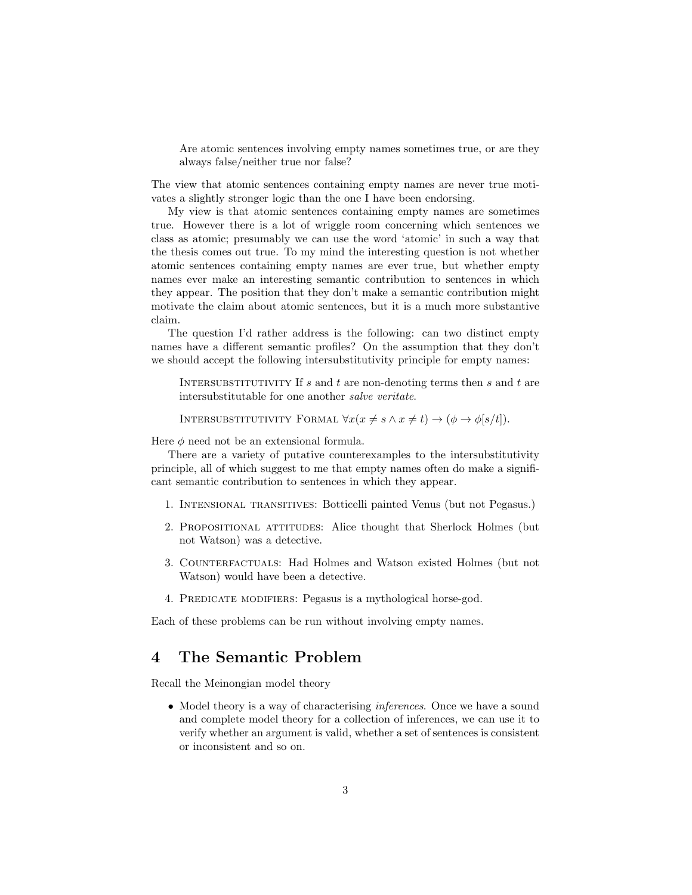> Are atomic sentences involving empty names sometimes true, or are they always false/neither true nor false?

The view that atomic sentences containing empty names are never true motivates a slightly stronger logic than the one I have been endorsing.

My view is that atomic sentences containing empty names are sometimes true. However there is a lot of wriggle room concerning which sentences we class as atomic; presumably we can use the word 'atomic' in such a way that the thesis comes out true. To my mind the interesting question is not whether atomic sentences containing empty names are ever true, but whether empty names ever make an interesting semantic contribution to sentences in which they appear. The position that they don't make a semantic contribution might motivate the claim about atomic sentences, but it is a much more substantive claim.

The question I'd rather address is the following: can two distinct empty names have a different semantic profiles? On the assumption that they don't we should accept the following intersubstitutivity principle for empty names:

> Intersubstitutivity If $s$ and $t$ are non-denoting terms then $s$ and $t$ are intersubstitutable for one another *salve veritate*.
>
> Intersubstitutivity Formal $\forall x(x \neq s \wedge x \neq t) \rightarrow (\phi \rightarrow \phi[s/t])$.

Here $\phi$ need not be an extensional formula.

There are a variety of putative counterexamples to the intersubstitutivity principle, all of which suggest to me that empty names often do make a significant semantic contribution to sentences in which they appear.

1. Intensional transitives: Botticelli painted Venus (but not Pegasus.)
2. Propositional attitudes: Alice thought that Sherlock Holmes (but not Watson) was a detective.
3. Counterfactuals: Had Holmes and Watson existed Holmes (but not Watson) would have been a detective.
4. Predicate modifiers: Pegasus is a mythological horse-god.

Each of these problems can be run without involving empty names.

## 4 The Semantic Problem

Recall the Meinongian model theory

- Model theory is a way of characterising *inferences*. Once we have a sound and complete model theory for a collection of inferences, we can use it to verify whether an argument is valid, whether a set of sentences is consistent or inconsistent and so on.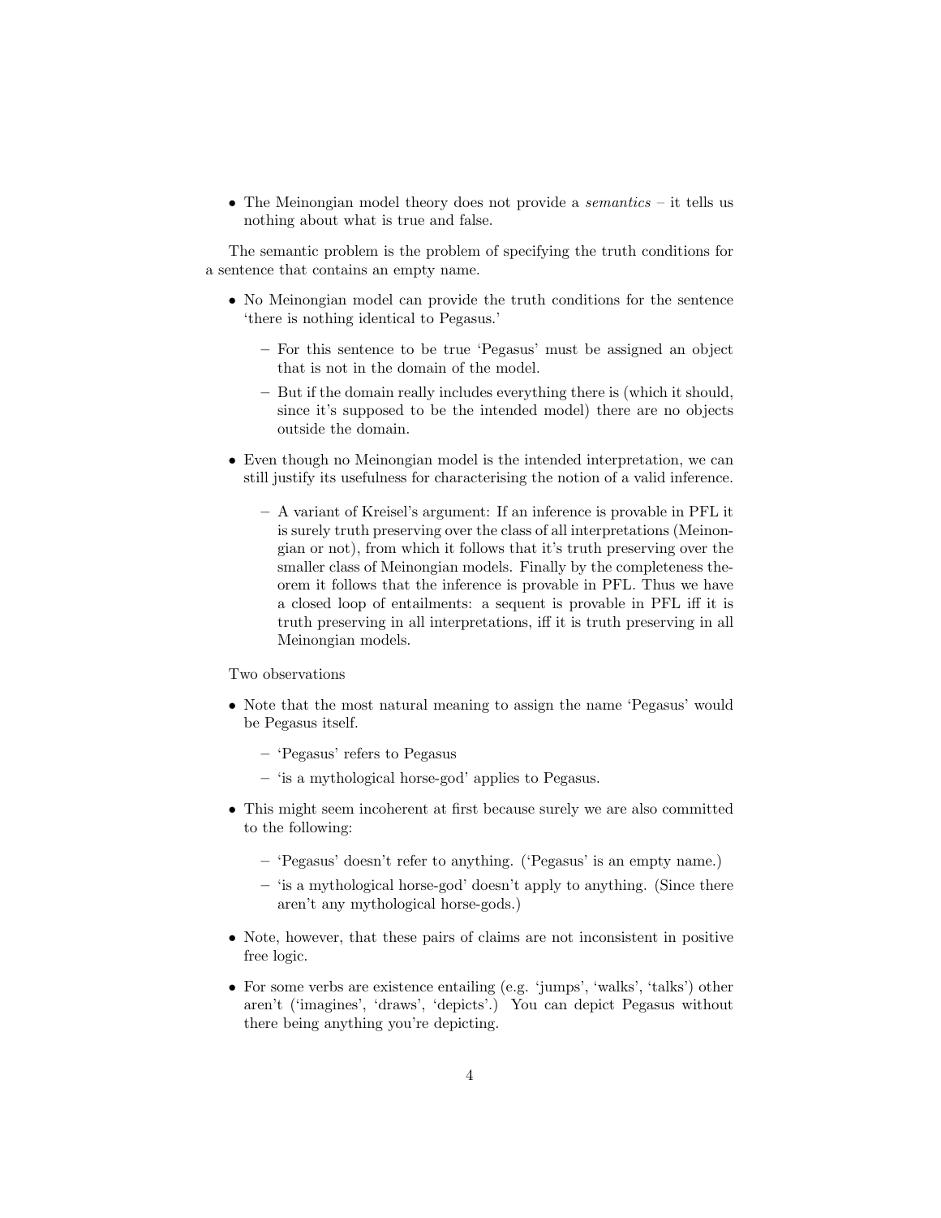- The Meinongian model theory does not provide a *semantics* – it tells us nothing about what is true and false.

The semantic problem is the problem of specifying the truth conditions for a sentence that contains an empty name.

- No Meinongian model can provide the truth conditions for the sentence 'there is nothing identical to Pegasus.'
    - For this sentence to be true 'Pegasus' must be assigned an object that is not in the domain of the model.
    - But if the domain really includes everything there is (which it should, since it's supposed to be the intended model) there are no objects outside the domain.
- Even though no Meinongian model is the intended interpretation, we can still justify its usefulness for characterising the notion of a valid inference.
    - A variant of Kreisel's argument: If an inference is provable in PFL it is surely truth preserving over the class of all interpretations (Meinongian or not), from which it follows that it's truth preserving over the smaller class of Meinongian models. Finally by the completeness theorem it follows that the inference is provable in PFL. Thus we have a closed loop of entailments: a sequent is provable in PFL iff it is truth preserving in all interpretations, iff it is truth preserving in all Meinongian models.

Two observations

- Note that the most natural meaning to assign the name 'Pegasus' would be Pegasus itself.
    - 'Pegasus' refers to Pegasus
    - 'is a mythological horse-god' applies to Pegasus.
- This might seem incoherent at first because surely we are also committed to the following:
    - 'Pegasus' doesn't refer to anything. ('Pegasus' is an empty name.)
    - 'is a mythological horse-god' doesn't apply to anything. (Since there aren't any mythological horse-gods.)
- Note, however, that these pairs of claims are not inconsistent in positive free logic.
- For some verbs are existence entailing (e.g. 'jumps', 'walks', 'talks') other aren't ('imagines', 'draws', 'depicts'.) You can depict Pegasus without there being anything you're depicting.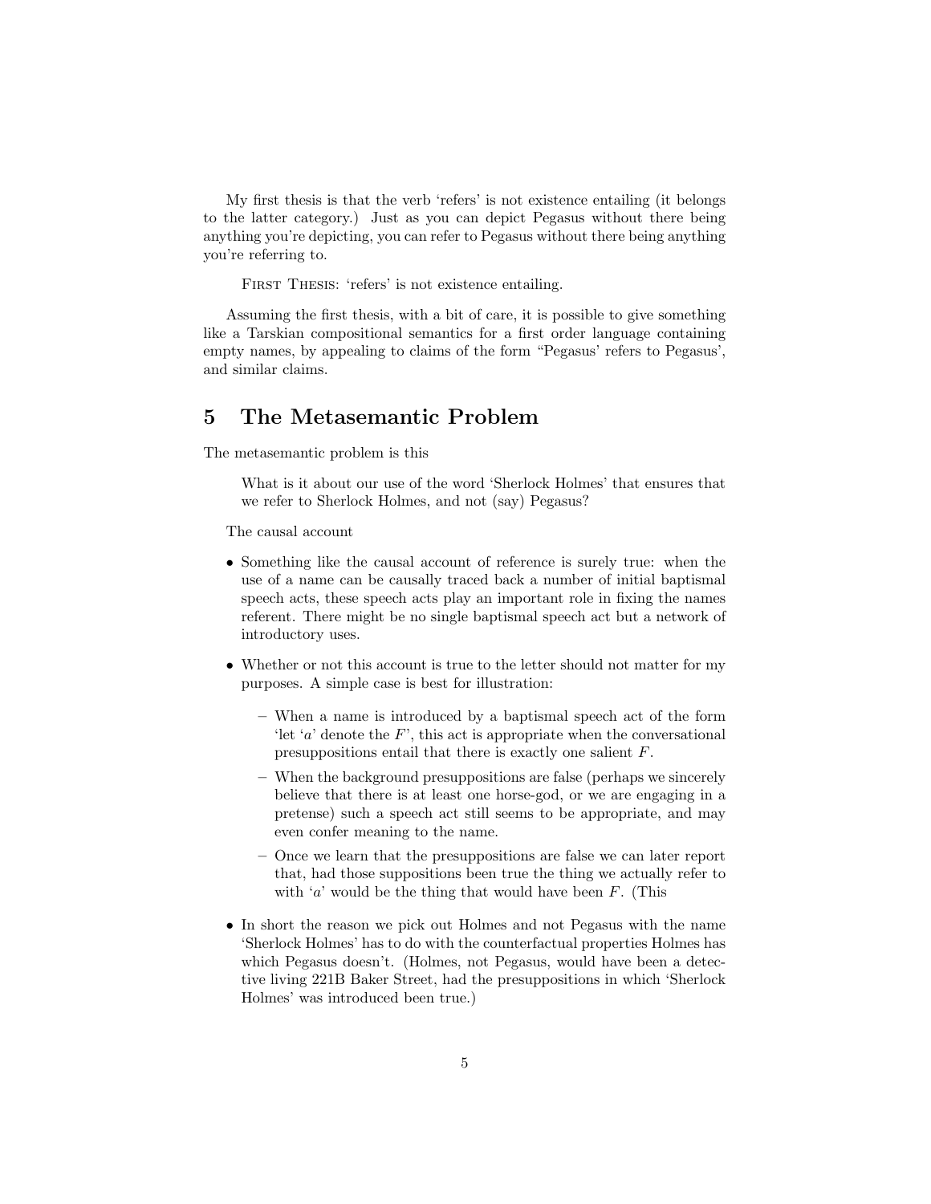My first thesis is that the verb 'refers' is not existence entailing (it belongs to the latter category.) Just as you can depict Pegasus without there being anything you're depicting, you can refer to Pegasus without there being anything you're referring to.

> FIRST THESIS: 'refers' is not existence entailing.

Assuming the first thesis, with a bit of care, it is possible to give something like a Tarskian compositional semantics for a first order language containing empty names, by appealing to claims of the form "Pegasus' refers to Pegasus', and similar claims.

## 5 The Metasemantic Problem

The metasemantic problem is this

> What is it about our use of the word 'Sherlock Holmes' that ensures that we refer to Sherlock Holmes, and not (say) Pegasus?

The causal account

- Something like the causal account of reference is surely true: when the use of a name can be causally traced back a number of initial baptismal speech acts, these speech acts play an important role in fixing the names referent. There might be no single baptismal speech act but a network of introductory uses.
- Whether or not this account is true to the letter should not matter for my purposes. A simple case is best for illustration:
  - When a name is introduced by a baptismal speech act of the form 'let '$a$' denote the $F$', this act is appropriate when the conversational presuppositions entail that there is exactly one salient $F$.
  - When the background presuppositions are false (perhaps we sincerely believe that there is at least one horse-god, or we are engaging in a pretense) such a speech act still seems to be appropriate, and may even confer meaning to the name.
  - Once we learn that the presuppositions are false we can later report that, had those suppositions been true the thing we actually refer to with '$a$' would be the thing that would have been $F$. (This
- In short the reason we pick out Holmes and not Pegasus with the name 'Sherlock Holmes' has to do with the counterfactual properties Holmes has which Pegasus doesn't. (Holmes, not Pegasus, would have been a detective living 221B Baker Street, had the presuppositions in which 'Sherlock Holmes' was introduced been true.)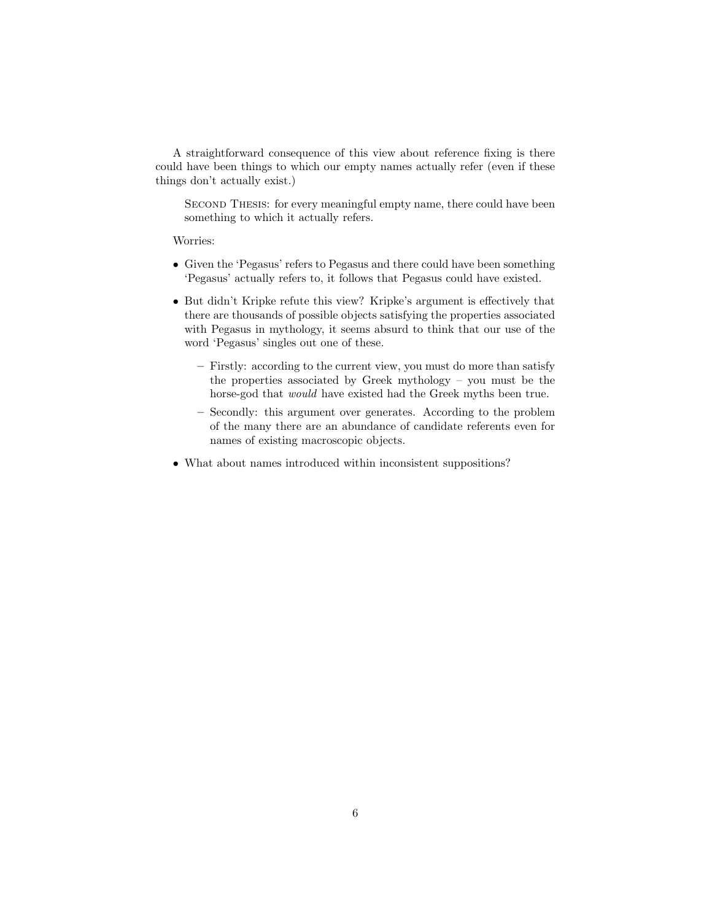A straightforward consequence of this view about reference fixing is there could have been things to which our empty names actually refer (even if these things don't actually exist.)

> Second Thesis: for every meaningful empty name, there could have been something to which it actually refers.

Worries:

- Given the 'Pegasus' refers to Pegasus and there could have been something 'Pegasus' actually refers to, it follows that Pegasus could have existed.
- But didn't Kripke refute this view? Kripke's argument is effectively that there are thousands of possible objects satisfying the properties associated with Pegasus in mythology, it seems absurd to think that our use of the word 'Pegasus' singles out one of these.
  - Firstly: according to the current view, you must do more than satisfy the properties associated by Greek mythology – you must be the horse-god that *would* have existed had the Greek myths been true.
  - Secondly: this argument over generates. According to the problem of the many there are an abundance of candidate referents even for names of existing macroscopic objects.
- What about names introduced within inconsistent suppositions?